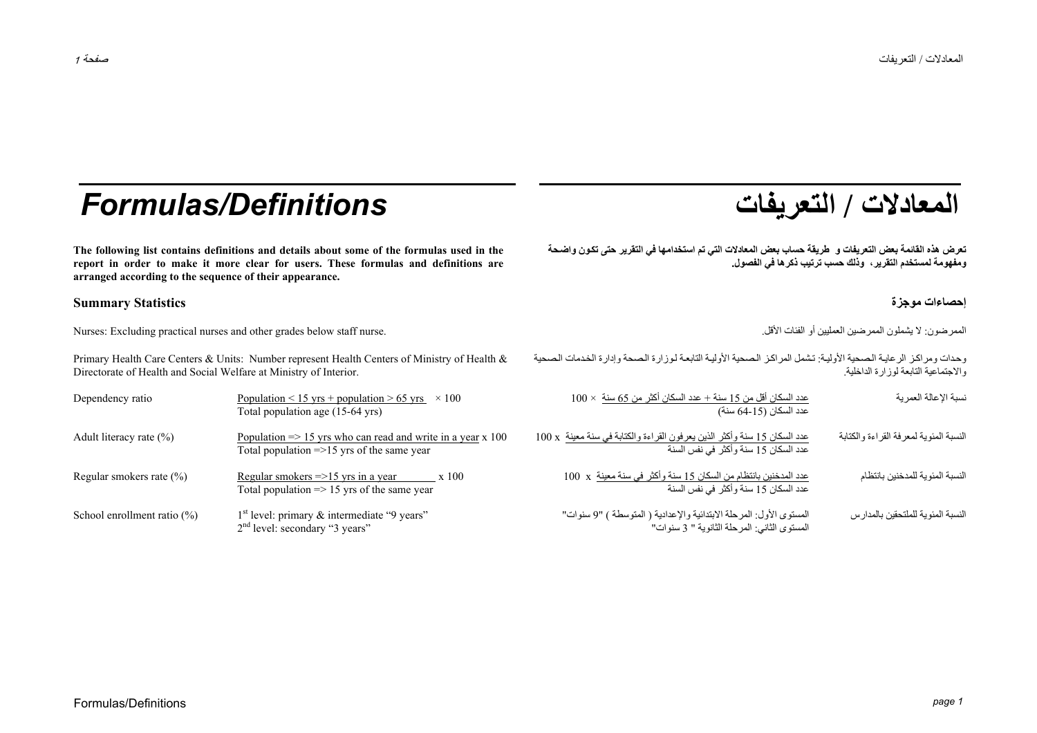# Formulas/Definitions

# المعادلات / التعريفات

**The following list contains definitions and details about some of the formulas used in the report in order to make it more clear for users. These formulas and definitions are arranged according to the sequence of their appearance.**

**تعرض هذه القائمة بعض التعريفات و طريقة حساب بعض المعادلات التي تم استخدامها في التقرير حتى تكون واضحة ومفهومة لمستخدم التقرير، وذلك حسب ترتيب ذكرها في الفصول.**

## Summary Statistics

## إحصاءات موجزة

Nurses: Excluding practical nurses and other grades below staff nurse.

الممرضون: لا يشملون الممرضين العمليين أو الفئات الأقل.

Primary Health Care Centers & Units: Number represent Health Centers of Ministry of Health & Directorate of Health and Social Welfare at Ministry of Interior.

وحدات ومراكز الرعاية الصحية الأولية: تشمل المراكز الصحية الأولية التابعة لوزارة الصحة وإدارة الخدمات الصحية والاجتماعية التابعة لوزارة الداخلية.

| Indicator | Formula | المعادلة | المؤشر |
|---|---|---|---|
| Dependency ratio | $\frac{\text{Population} < 15 \text{ yrs} + \text{population} > 65 \text{ yrs}}{\text{Total population age (15-64 yrs)}} \times 100$ | (عدد السكان أقل من 15 سنة + عدد السكان أكثر من 65 سنة) ÷ عدد السكان (15-64 سنة) × 100 | نسبة الإعالة العمرية |
| Adult literacy rate (%) | $\frac{\text{Population} \geq 15 \text{ yrs who can read and write in a year}}{\text{Total population} \geq 15 \text{ yrs of the same year}} \times 100$ | (عدد السكان 15 سنة وأكثر الذين يعرفون القراءة والكتابة في سنة معينة) ÷ عدد السكان 15 سنة وأكثر في نفس السنة x 100 | النسبة المئوية لمعرفة القراءة والكتابة |
| Regular smokers rate (%) | $\frac{\text{Regular smokers} \geq 15 \text{ yrs in a year}}{\text{Total population} \geq 15 \text{ yrs of the same year}} \times 100$ | (عدد المدخنين بانتظام من السكان 15 سنة وأكثر في سنة معينة) ÷ عدد السكان 15 سنة وأكثر في نفس السنة x 100 | النسبة المئوية للمدخنين بانتظام |
| School enrollment ratio (%) | 1st level: primary & intermediate "9 years"<br>2nd level: secondary "3 years" | المستوى الأول: المرحلة الابتدائية والإعدادية ( المتوسطة ) "9 سنوات"<br>المستوى الثاني: المرحلة الثانوية " 3 سنوات" | النسبة المئوية للملتحقين بالمدارس |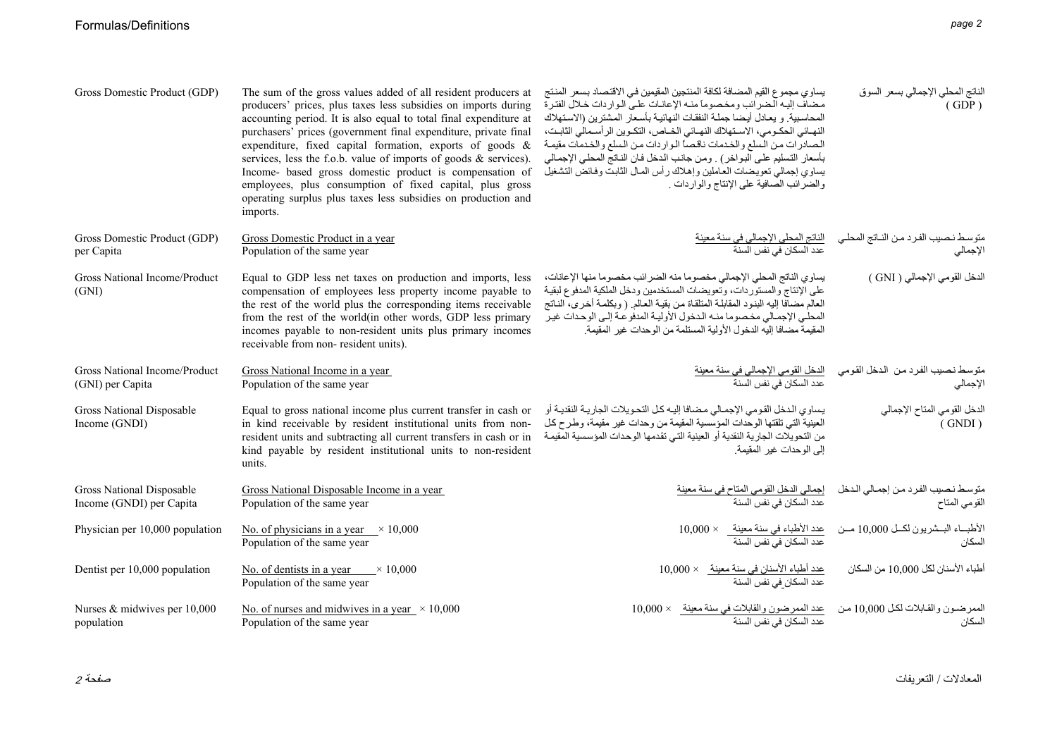| | | | |
|---|---|---|---|
| Gross Domestic Product (GDP) | The sum of the gross values added of all resident producers at producers' prices, plus taxes less subsidies on imports during accounting period. It is also equal to total final expenditure at purchasers' prices (government final expenditure, private final expenditure, fixed capital formation, exports of goods & services, less the f.o.b. value of imports of goods & services). Income- based gross domestic product is compensation of employees, plus consumption of fixed capital, plus gross operating surplus plus taxes less subsidies on production and imports. | يساوي مجموع القيم المضافة لكافة المنتجين المقيمين في الاقتصاد بسعر المنتج مضاف إليه الضرائب ومخصوماً منه الإعانات على الواردات خلال الفترة المحاسبية. و يعادل أيضا جملة النفقات النهائية بأسعار المشترين (الاستهلاك النهائي الحكومي، الاستهلاك النهائي الخاص، التكوين الرأسمالي الثابت، الصادرات من السلع والخدمات ناقصاً الواردات من السلع والخدمات مقيمة بأسعار التسليم على البواخر) . ومن جانب الدخل فان الناتج المحلي الإجمالي يساوي إجمالي تعويضات العاملين وإهلاك رأس المال الثابت وفائض التشغيل والضرائب الصافية على الإنتاج والواردات . | الناتج المحلي الإجمالي بسعر السوق ( GDP ) |
| Gross Domestic Product (GDP) per Capita | Gross Domestic Product in a year / Population of the same year | الناتج المحلي الإجمالي في سنة معينة / عدد السكان في نفس السنة | متوسط نصيب الفرد من الناتج المحلي الإجمالي |
| Gross National Income/Product (GNI) | Equal to GDP less net taxes on production and imports, less compensation of employees less property income payable to the rest of the world plus the corresponding items receivable from the rest of the world(in other words, GDP less primary incomes payable to non-resident units plus primary incomes receivable from non- resident units). | يساوي الناتج المحلي الإجمالي مخصوما منه الضرائب مخصوما منها الإعانات، على الإنتاج والمستوردات، وتعويضات المستخدمين ودخل الملكية المدفوع لبقية العالم مضافا إليه البنود المقابلة المتلقاة من بقية العالم. ( وبكلمة أخرى، الناتج المحلي الإجمالي مخصوما منه الدخول الأولية المدفوعة إلى الوحدات غير المقيمة مضافا إليه الدخول الأولية المستلمة من الوحدات غير المقيمة. | الدخل القومي الإجمالي ( GNI ) |
| Gross National Income/Product (GNI) per Capita | Gross National Income in a year / Population of the same year | الدخل القومي الإجمالي في سنة معينة / عدد السكان في نفس السنة | متوسط نصيب الفرد من الدخل القومي الإجمالي |
| Gross National Disposable Income (GNDI) | Equal to gross national income plus current transfer in cash or in kind receivable by resident institutional units from non-resident units and subtracting all current transfers in cash or in kind payable by resident institutional units to non-resident units. | يساوي الدخل القومي الإجمالي مضافا إليه كل التحويلات الجارية النقدية أو العينية التي تلقتها الوحدات المؤسسية المقيمة من وحدات غير مقيمة، وطرح كل من التحويلات الجارية النقدية أو العينية التي تقدمها الوحدات المؤسسية المقيمة إلى الوحدات غير المقيمة. | الدخل القومي المتاح الإجمالي ( GNDI ) |
| Gross National Disposable Income (GNDI) per Capita | Gross National Disposable Income in a year / Population of the same year | إجمالي الدخل القومي المتاح في سنة معينة / عدد السكان في نفس السنة | متوسط نصيب الفرد من إجمالي الدخل القومي المتاح |
| Physician per 10,000 population | $\frac{\text{No. of physicians in a year}}{\text{Population of the same year}} \times 10,000$ | $10,000 \times$ عدد الأطباء في سنة معينة / عدد السكان في نفس السنة | الأطباء البشريون لكل 10,000 من السكان |
| Dentist per 10,000 population | $\frac{\text{No. of dentists in a year}}{\text{Population of the same year}} \times 10,000$ | $10,000 \times$ عدد أطباء الأسنان في سنة معينة / عدد السكان في نفس السنة | أطباء الأسنان لكل 10,000 من السكان |
| Nurses & midwives per 10,000 population | $\frac{\text{No. of nurses and midwives in a year}}{\text{Population of the same year}} \times 10,000$ | $10,000 \times$ عدد الممرضون والقابلات في سنة معينة / عدد السكان في نفس السنة | الممرضون والقابلات لكل 10,000 من السكان |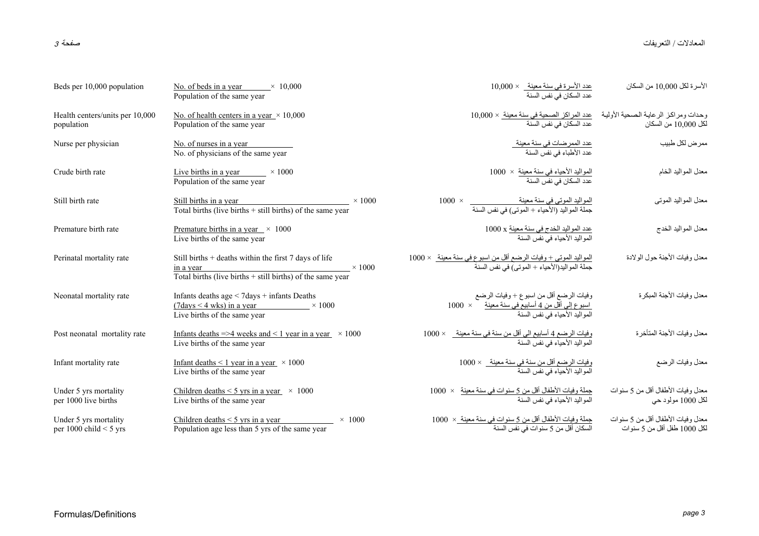| Indicator | Formula | المعادلة | المؤشر |
|---|---|---|---|
| Beds per 10,000 population | $\frac{\text{No. of beds in a year}}{\text{Population of the same year}} \times 10{,}000$ | عدد الأسرة في سنة معينة ÷ عدد السكان في نفس السنة × 10,000 | الأسرة لكل 10,000 من السكان |
| Health centers/units per 10,000 population | $\frac{\text{No. of health centers in a year}}{\text{Population of the same year}} \times 10{,}000$ | عدد المراكز الصحية في سنة معينة ÷ عدد السكان في نفس السنة × 10,000 | وحدات ومراكز الرعاية الصحية الأولية لكل 10,000 من السكان |
| Nurse per physician | $\frac{\text{No. of nurses in a year}}{\text{No. of physicians of the same year}}$ | عدد الممرضات في سنة معينة ÷ عدد الأطباء في نفس السنة | ممرض لكل طبيب |
| Crude birth rate | $\frac{\text{Live births in a year}}{\text{Population of the same year}} \times 1000$ | المواليد الأحياء في سنة معينة ÷ عدد السكان في نفس السنة × 1000 | معدل المواليد الخام |
| Still birth rate | $\frac{\text{Still births in a year}}{\text{Total births (live births + still births) of the same year}} \times 1000$ | المواليد الموتى في سنة معينة ÷ جملة المواليد (الأحياء + الموتى) في نفس السنة × 1000 | معدل المواليد الموتى |
| Premature birth rate | $\frac{\text{Premature births in a year}}{\text{Live births of the same year}} \times 1000$ | عدد المواليد الخدج في سنة معينة ÷ المواليد الأحياء في نفس السنة x 1000 | معدل المواليد الخدج |
| Perinatal mortality rate | $\frac{\text{Still births + deaths within the first 7 days of life in a year}}{\text{Total births (live births + still births) of the same year}} \times 1000$ | المواليد الموتى + وفيات الرضع أقل من اسبوع في سنة معينة ÷ جملة المواليد(الأحياء + الموتى) في نفس السنة × 1000 | معدل وفيات الأجنة حول الولادة |
| Neonatal mortality rate | $\frac{\text{Infants deaths age < 7days + infants Deaths (7days < 4 wks) in a year}}{\text{Live births of the same year}} \times 1000$ | وفيات الرضع أقل من اسبوع + وفيات الرضع اسبوع إلى أقل من 4 أسابيع في سنة معينة ÷ المواليد الأحياء في نفس السنة × 1000 | معدل وفيات الأجنة المبكرة |
| Post neonatal mortality rate | $\frac{\text{Infants deaths =>4 weeks and < 1 year in a year}}{\text{Live births of the same year}} \times 1000$ | وفيات الرضع 4 أسابيع الى أقل من سنة في سنة معينة ÷ المواليد الأحياء في نفس السنة × 1000 | معدل وفيات الأجنة المتأخرة |
| Infant mortality rate | $\frac{\text{Infant deaths < 1 year in a year}}{\text{Live births of the same year}} \times 1000$ | وفيات الرضع أقل من سنة في سنة معينة ÷ المواليد الأحياء في نفس السنة × 1000 | معدل وفيات الرضع |
| Under 5 yrs mortality per 1000 live births | $\frac{\text{Children deaths < 5 yrs in a year}}{\text{Live births of the same year}} \times 1000$ | جملة وفيات الأطفال أقل من 5 سنوات في سنة معينة ÷ المواليد الأحياء في نفس السنة × 1000 | معدل وفيات الأطفال أقل من 5 سنوات لكل 1000 مولود حي |
| Under 5 yrs mortality per 1000 child < 5 yrs | $\frac{\text{Children deaths < 5 yrs in a year}}{\text{Population age less than 5 yrs of the same year}} \times 1000$ | جملة وفيات الأطفال أقل من 5 سنوات في سنة معينة ÷ السكان أقل من 5 سنوات في نفس السنة × 1000 | معدل وفيات الأطفال أقل من 5 سنوات لكل 1000 طفل أقل من 5 سنوات |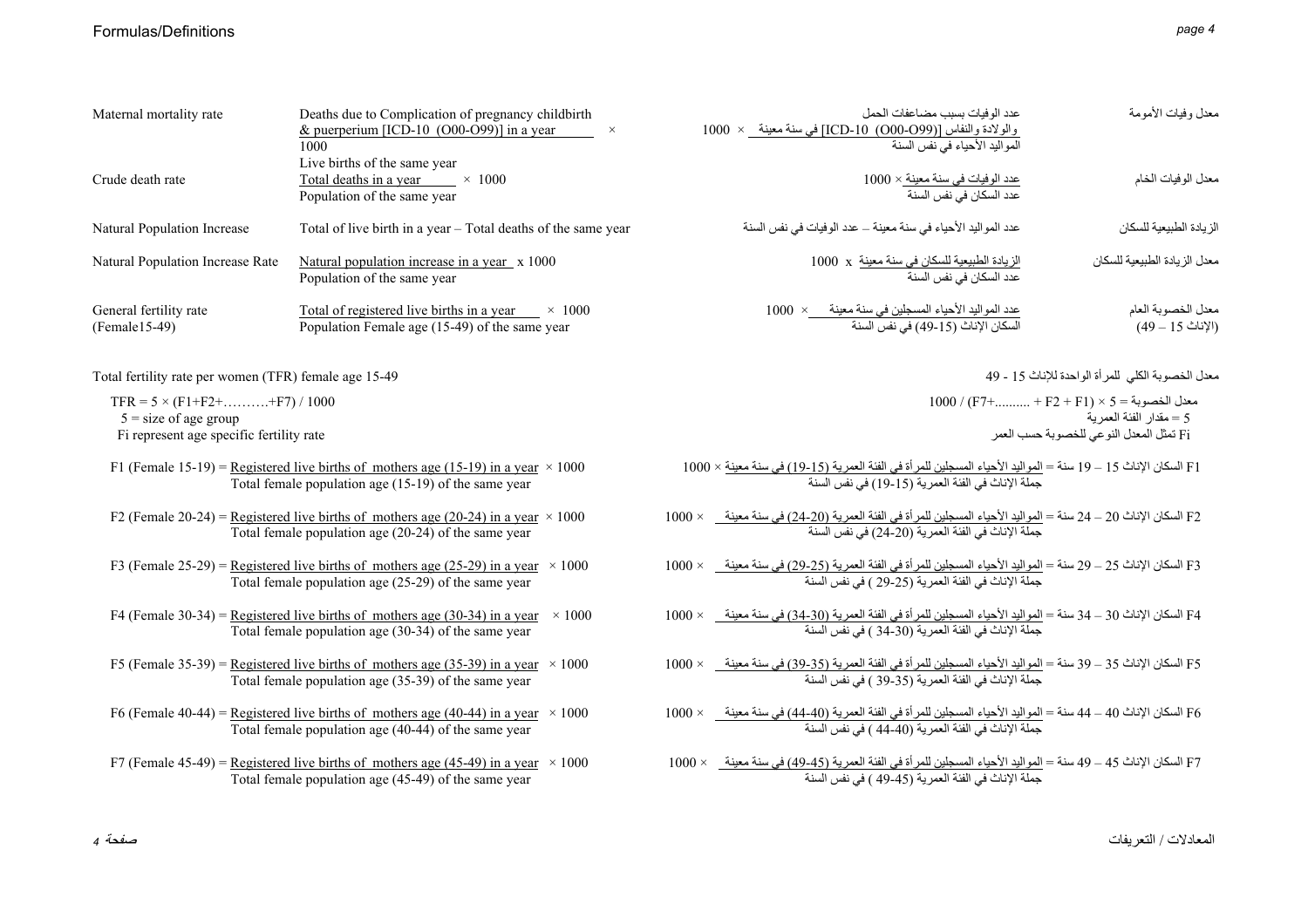| Term | Formula (English) | Formula (Arabic) | المصطلح |
| --- | --- | --- | --- |
| Maternal mortality rate | $\frac{\text{Deaths due to Complication of pregnancy childbirth \& puerperium [ICD-10 (O00-O99)] in a year}}{\text{Live births of the same year}} \times 1000$ | $\frac{\text{عدد الوفيات بسبب مضاعفات الحمل والولادة والنفاس [ICD-10 (O00-O99)] في سنة معينة}}{\text{المواليد الأحياء في نفس السنة}} \times 1000$ | معدل وفيات الأمومة |
| Crude death rate | $\frac{\text{Total deaths in a year}}{\text{Population of the same year}} \times 1000$ | $\frac{\text{عدد الوفيات في سنة معينة}}{\text{عدد السكان في نفس السنة}} \times 1000$ | معدل الوفيات الخام |
| Natural Population Increase | Total of live birth in a year – Total deaths of the same year | عدد المواليد الأحياء في سنة معينة – عدد الوفيات في نفس السنة | الزيادة الطبيعية للسكان |
| Natural Population Increase Rate | $\frac{\text{Natural population increase in a year}}{\text{Population of the same year}} \times 1000$ | $\frac{\text{الزيادة الطبيعية للسكان في سنة معينة}}{\text{عدد السكان في نفس السنة}} \times 1000$ | معدل الزيادة الطبيعية للسكان |
| General fertility rate (Female15-49) | $\frac{\text{Total of registered live births in a year}}{\text{Population Female age (15-49) of the same year}} \times 1000$ | $\frac{\text{عدد المواليد الأحياء المسجلين في سنة معينة}}{\text{السكان الإناث (15-49) في نفس السنة}} \times 1000$ | معدل الخصوبة العام (الإناث 15 – 49) |

Total fertility rate per women (TFR) female age 15-49

معدل الخصوبة الكلي للمرأة الواحدة للإناث 15 - 49

$TFR = 5 \times (F1+F2+\dots+F7) / 1000$

5 = size of age group

Fi represent age specific fertility rate

معدل الخصوبة = 5 × (F1 + F2 + .......... +F7) / 1000

5 = مقدار الفئة العمرية

Fi تمثل المعدل النوعي للخصوبة حسب العمر

F1 (Female 15-19) = $\frac{\text{Registered live births of mothers age (15-19) in a year}}{\text{Total female population age (15-19) of the same year}} \times 1000$

F1 السكان الإناث 15 – 19 سنة = $\frac{\text{المواليد الأحياء المسجلين للمرأة في الفئة العمرية (15-19) في سنة معينة}}{\text{جملة الإناث في الفئة العمرية (15-19) في نفس السنة}} \times 1000$

F2 (Female 20-24) = $\frac{\text{Registered live births of mothers age (20-24) in a year}}{\text{Total female population age (20-24) of the same year}} \times 1000$

F2 السكان الإناث 20 – 24 سنة = $\frac{\text{المواليد الأحياء المسجلين للمرأة في الفئة العمرية (20-24) في سنة معينة}}{\text{جملة الإناث في الفئة العمرية (20-24) في نفس السنة}} \times 1000$

F3 (Female 25-29) = $\frac{\text{Registered live births of mothers age (25-29) in a year}}{\text{Total female population age (25-29) of the same year}} \times 1000$

F3 السكان الإناث 25 – 29 سنة = $\frac{\text{المواليد الأحياء المسجلين للمرأة في الفئة العمرية (25-29) في سنة معينة}}{\text{جملة الإناث في الفئة العمرية (25-29) في نفس السنة}} \times 1000$

F4 (Female 30-34) = $\frac{\text{Registered live births of mothers age (30-34) in a year}}{\text{Total female population age (30-34) of the same year}} \times 1000$

F4 السكان الإناث 30 – 34 سنة = $\frac{\text{المواليد الأحياء المسجلين للمرأة في الفئة العمرية (30-34) في سنة معينة}}{\text{جملة الإناث في الفئة العمرية (30-34) في نفس السنة}} \times 1000$

F5 (Female 35-39) = $\frac{\text{Registered live births of mothers age (35-39) in a year}}{\text{Total female population age (35-39) of the same year}} \times 1000$

F5 السكان الإناث 35 – 39 سنة = $\frac{\text{المواليد الأحياء المسجلين للمرأة في الفئة العمرية (35-39) في سنة معينة}}{\text{جملة الإناث في الفئة العمرية (35-39) في نفس السنة}} \times 1000$

F6 (Female 40-44) = $\frac{\text{Registered live births of mothers age (40-44) in a year}}{\text{Total female population age (40-44) of the same year}} \times 1000$

F6 السكان الإناث 40 – 44 سنة = $\frac{\text{المواليد الأحياء المسجلين للمرأة في الفئة العمرية (40-44) في سنة معينة}}{\text{جملة الإناث في الفئة العمرية (40-44) في نفس السنة}} \times 1000$

F7 (Female 45-49) = $\frac{\text{Registered live births of mothers age (45-49) in a year}}{\text{Total female population age (45-49) of the same year}} \times 1000$

F7 السكان الإناث 45 – 49 سنة = $\frac{\text{المواليد الأحياء المسجلين للمرأة في الفئة العمرية (45-49) في سنة معينة}}{\text{جملة الإناث في الفئة العمرية (45-49) في نفس السنة}} \times 1000$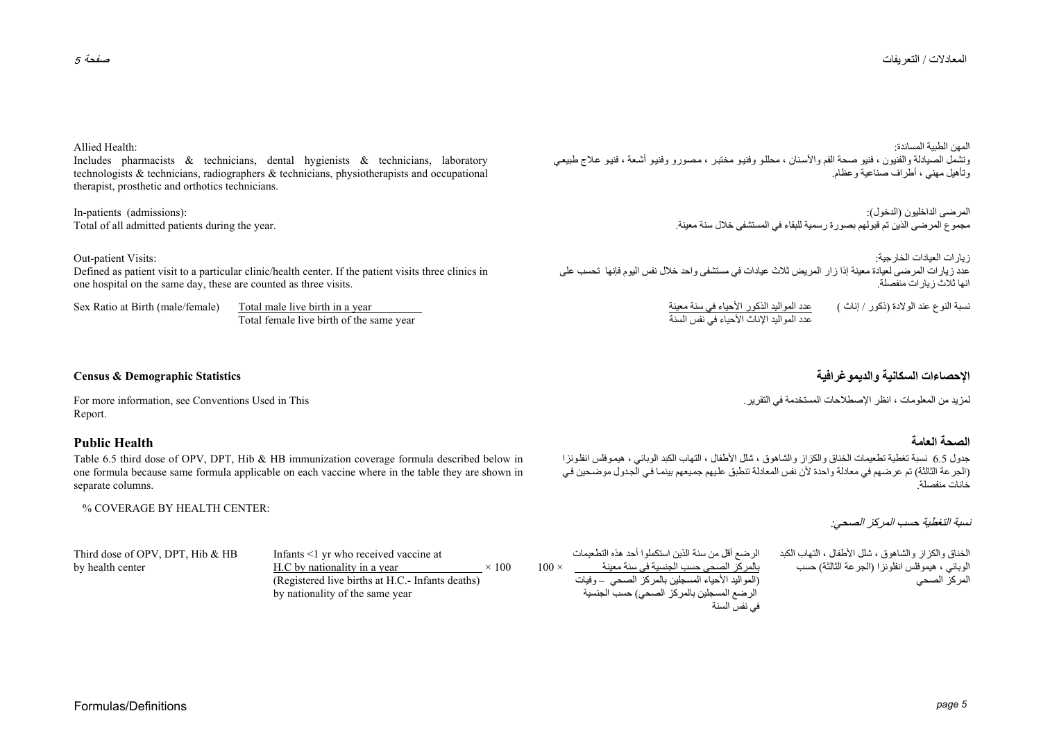Allied Health:
Includes pharmacists & technicians, dental hygienists & technicians, laboratory technologists & technicians, radiographers & technicians, physiotherapists and occupational therapist, prosthetic and orthotics technicians.

المهن الطبية المساندة:
وتشمل الصيادلة والفنيون ، فنيو صحة الفم والأسنان ، محللو وفنيو مختبر ، مصورو وفنيو أشعة ، فنيو علاج طبيعي وتأهيل مهني ، أطراف صناعية وعظام.

In-patients (admissions):
Total of all admitted patients during the year.

المرضى الداخليون (الدخول):
مجموع المرضى الذين تم قبولهم بصورة رسمية للبقاء في المستشفى خلال سنة معينة.

Out-patient Visits:
Defined as patient visit to a particular clinic/health center. If the patient visits three clinics in one hospital on the same day, these are counted as three visits.

زيارات العيادات الخارجية:
عدد زيارات المرضى لعيادة معينة إذا زار المريض ثلاث عيادات في مستشفى واحد خلال نفس اليوم فإنها تحسب على انها ثلاث زيارات منفصلة.

Sex Ratio at Birth (male/female)

$$\frac{\text{Total male live birth in a year}}{\text{Total female live birth of the same year}}$$

نسبة النوع عند الولادة (ذكور / إناث)

$$\frac{\text{عدد المواليد الذكور الأحياء في سنة معينة}}{\text{عدد المواليد الإناث الأحياء في نفس السنة}}$$

## Census & Demographic Statistics

## الإحصاءات السكانية والديموغرافية

For more information, see Conventions Used in This Report.

لمزيد من المعلومات ، انظر الإصطلاحات المستخدمة في التقرير.

## Public Health

## الصحة العامة

Table 6.5 third dose of OPV, DPT, Hib & HB immunization coverage formula described below in one formula because same formula applicable on each vaccine where in the table they are shown in separate columns.

جدول 6.5 نسبة تغطية تطعيمات الخناق والكزاز والشاهوق ، شلل الأطفال ، التهاب الكبد الوبائي ، هيموفلس انفلونزا (الجرعة الثالثة) تم عرضهم في معادلة واحدة لأن نفس المعادلة تنطبق عليهم جميعهم بينما في الجدول موضحين في خانات منفصلة.

% COVERAGE BY HEALTH CENTER:

*نسبة التغطية حسب المركز الصحي:*

Third dose of OPV, DPT, Hib & HB by health center

$$\frac{\text{Infants <1 yr who received vaccine at H.C by nationality in a year}}{\text{(Registered live births at H.C.- Infants deaths) by nationality of the same year}} \times 100$$

الخناق والكزاز والشاهوق ، شلل الأطفال ، التهاب الكبد الوبائي ، هيموفلس انفلونزا (الجرعة الثالثة) حسب المركز الصحي

$$100 \times \frac{\text{الرضع أقل من سنة الذين استكملوا أحد هذه التطعيمات بالمركز الصحي حسب الجنسية في سنة معينة}}{\text{(المواليد الأحياء المسجلين بالمركز الصحي – وفيات الرضع المسجلين بالمركز الصحي) حسب الجنسية في نفس السنة}}$$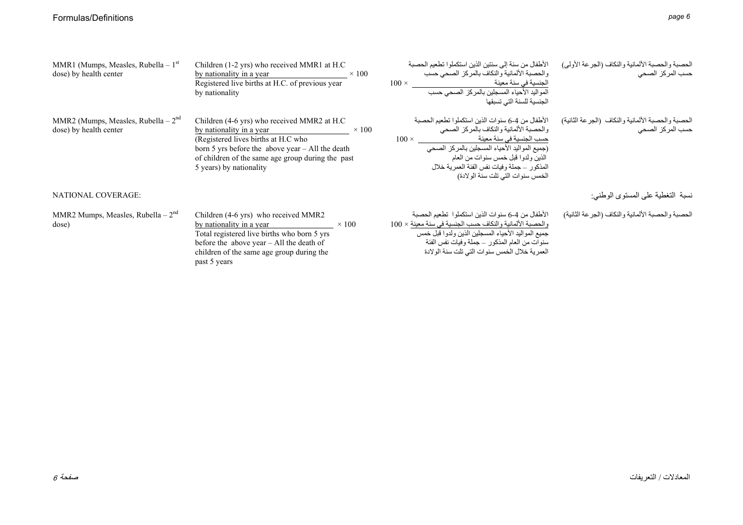| | | | |
|---|---|---|---|
| MMR1 (Mumps, Measles, Rubella – 1st dose) by health center | $\frac{\text{Children (1-2 yrs) who received MMR1 at H.C by nationality in a year}}{\text{Registered live births at H.C. of previous year by nationality}} \times 100$ | $100 \times \frac{\text{الأطفال من سنة إلى سنتين الذين استكملوا تطعيم الحصبة والحصبة الألمانية والنكاف بالمركز الصحي حسب الجنسية في سنة معينة}}{\text{المواليد الأحياء المسجلين بالمركز الصحي حسب الجنسية للسنة التي تسبقها}}$ | الحصبة والحصبة الألمانية والنكاف (الجرعة الأولى) حسب المركز الصحي |
| MMR2 (Mumps, Measles, Rubella – 2nd dose) by health center | $\frac{\text{Children (4-6 yrs) who received MMR2 at H.C by nationality in a year}}{\text{(Registered lives births at H.C who born 5 yrs before the above year – All the death of children of the same age group during the past 5 years) by nationality}} \times 100$ | $100 \times \frac{\text{الأطفال من 4-6 سنوات الذين استكملوا تطعيم الحصبة والحصبة الألمانية والنكاف بالمركز الصحي حسب الجنسية في سنة معينة}}{\text{(جميع المواليد الأحياء المسجلين بالمركز الصحي الذين ولدوا قبل خمس سنوات من العام المذكور – جملة وفيات نفس الفئة العمرية خلال الخمس سنوات التي تلت سنة الولادة)}}$ | الحصبة والحصبة الألمانية والنكاف (الجرعة الثانية) حسب المركز الصحي |

NATIONAL COVERAGE: نسبة التغطية على المستوى الوطني:

| | | | |
|---|---|---|---|
| MMR2 Mumps, Measles, Rubella – 2nd dose) | $\frac{\text{Children (4-6 yrs) who received MMR2 by nationality in a year}}{\text{Total registered live births who born 5 yrs before the above year – All the death of children of the same age group during the past 5 years}} \times 100$ | $100 \times \frac{\text{الأطفال من 4-6 سنوات الذين استكملوا تطعيم الحصبة والحصبة الألمانية والنكاف حسب الجنسية في سنة معينة}}{\text{جميع المواليد الأحياء المسجلين الذين ولدوا قبل خمس سنوات من العام المذكور – جملة وفيات نفس الفئة العمرية خلال الخمس سنوات التي تلت سنة الولادة}}$ | الحصبة والحصبة الألمانية والنكاف (الجرعة الثانية) |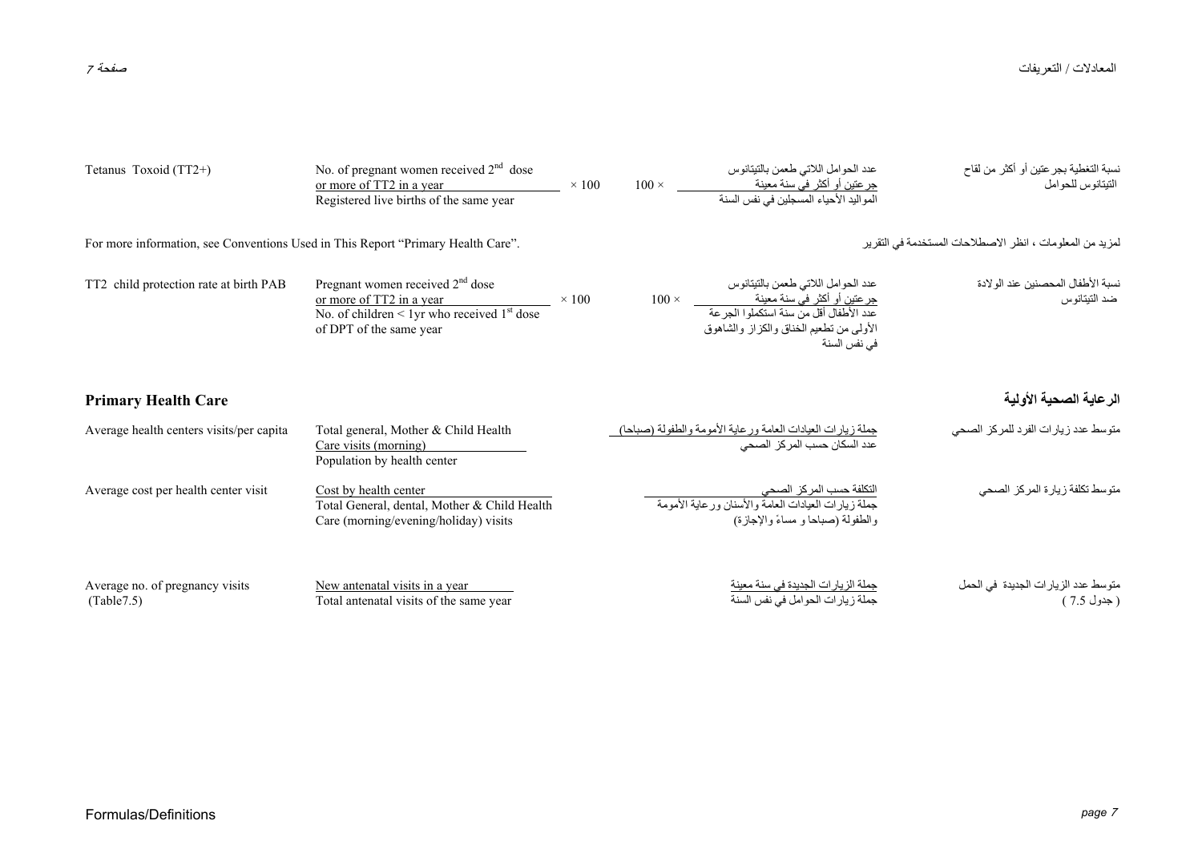| | | | |
|---|---|---|---|
| Tetanus Toxoid (TT2+) | $\frac{\text{No. of pregnant women received 2nd dose or more of TT2 in a year}}{\text{Registered live births of the same year}} \times 100$ | $100 \times \frac{\text{عدد الحوامل اللاتي طعمن بالتيتانوس جرعتين أو أكثر في سنة معينة}}{\text{المواليد الأحياء المسجلين في نفس السنة}}$ | نسبة التغطية بجرعتين أو أكثر من لقاح التيتانوس للحوامل |

For more information, see Conventions Used in This Report "Primary Health Care".

لمزيد من المعلومات ، انظر الاصطلاحات المستخدمة في التقرير

| | | | |
|---|---|---|---|
| TT2 child protection rate at birth PAB | $\frac{\text{Pregnant women received 2nd dose or more of TT2 in a year}}{\text{No. of children < 1yr who received 1st dose of DPT of the same year}} \times 100$ | $100 \times \frac{\text{عدد الحوامل اللاتي طعمن بالتيتانوس جرعتين أو أكثر في سنة معينة}}{\text{عدد الأطفال أقل من سنة استكملوا الجرعة الأولى من تطعيم الخناق والكزاز والشاهوق في نفس السنة}}$ | نسبة الأطفال المحصنين عند الولادة ضد التيتانوس |

## Primary Health Care

## الرعاية الصحية الأولية

| | | | |
|---|---|---|---|
| Average health centers visits/per capita | $\frac{\text{Total general, Mother \& Child Health Care visits (morning)}}{\text{Population by health center}}$ | $\frac{\text{جملة زيارات العيادات العامة ورعاية الأمومة والطفولة (صباحا)}}{\text{عدد السكان حسب المركز الصحي}}$ | متوسط عدد زيارات الفرد للمركز الصحي |
| Average cost per health center visit | $\frac{\text{Cost by health center}}{\text{Total General, dental, Mother \& Child Health Care (morning/evening/holiday) visits}}$ | $\frac{\text{التكلفة حسب المركز الصحي}}{\text{جملة زيارات العيادات العامة والأسنان ورعاية الأمومة والطفولة (صباحا و مساءً والإجازة)}}$ | متوسط تكلفة زيارة المركز الصحي |
| Average no. of pregnancy visits (Table7.5) | $\frac{\text{New antenatal visits in a year}}{\text{Total antenatal visits of the same year}}$ | $\frac{\text{جملة الزيارات الجديدة في سنة معينة}}{\text{جملة زيارات الحوامل في نفس السنة}}$ | متوسط عدد الزيارات الجديدة في الحمل ( جدول 7.5 ) |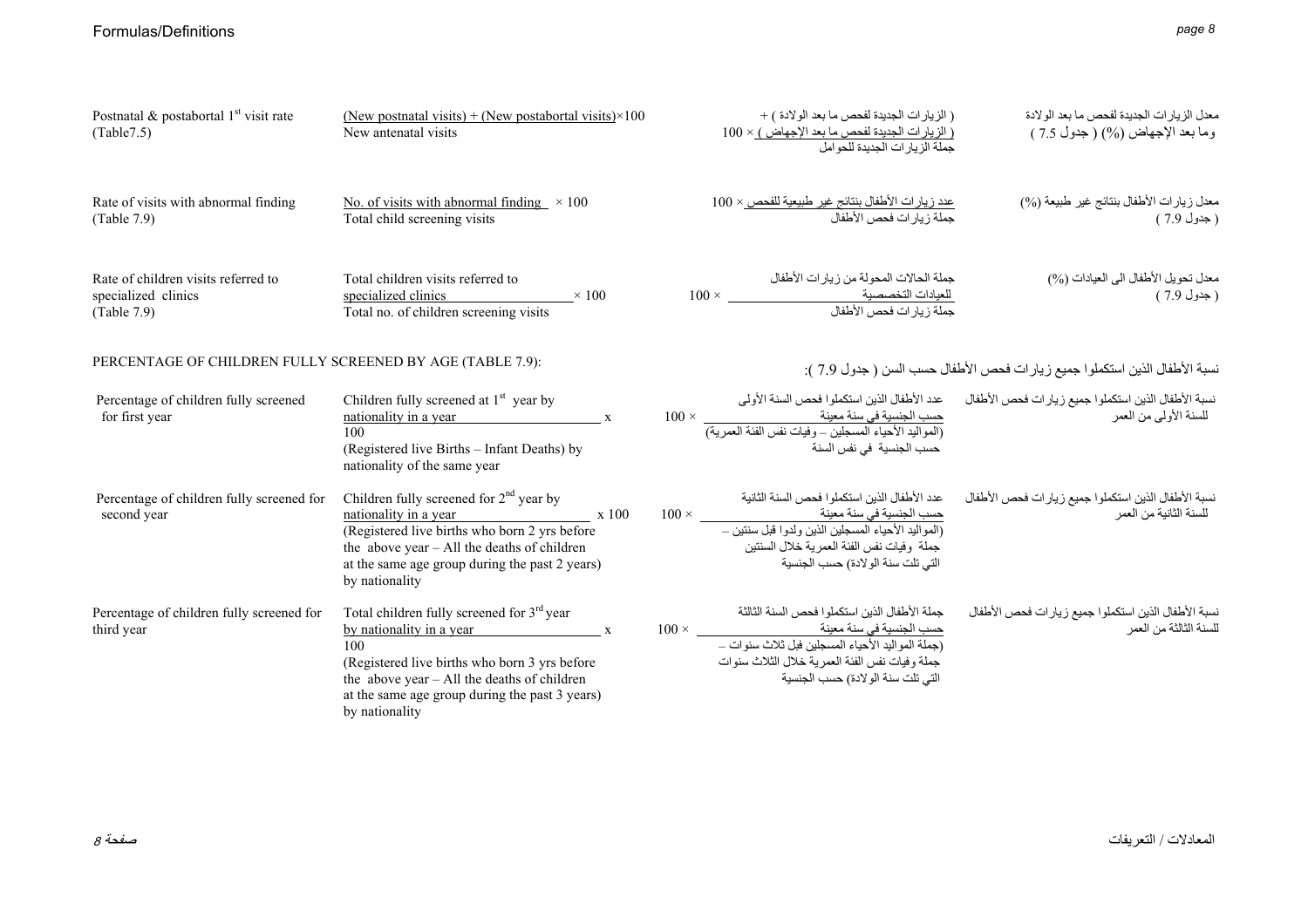| Indicator | Formula | المعادلة | المؤشر |
|---|---|---|---|
| Postnatal & postabortal 1st visit rate (Table7.5) | $\frac{\text{(New postnatal visits) + (New postabortal visits)} \times 100}{\text{New antenatal visits}}$ | ( الزيارات الجديدة لفحص ما بعد الولادة ) + ( الزيارات الجديدة لفحص ما بعد الإجهاض ) × 100 / جملة الزيارات الجديدة للحوامل | معدل الزيارات الجديدة لفحص ما بعد الولادة وما بعد الإجهاض (%) ( جدول 7.5 ) |
| Rate of visits with abnormal finding (Table 7.9) | $\frac{\text{No. of visits with abnormal finding} \times 100}{\text{Total child screening visits}}$ | عدد زيارات الأطفال بنتائج غير طبيعية للفحص × 100 / جملة زيارات فحص الأطفال | معدل زيارات الأطفال بنتائج غير طبيعية (%) ( جدول 7.9 ) |
| Rate of children visits referred to specialized clinics (Table 7.9) | $\frac{\text{Total children visits referred to specialized clinics}}{\text{Total no. of children screening visits}} \times 100$ | جملة الحالات المحولة من زيارات الأطفال للعيادات التخصصية / جملة زيارات فحص الأطفال × 100 | معدل تحويل الأطفال الى العيادات (%) ( جدول 7.9 ) |

## PERCENTAGE OF CHILDREN FULLY SCREENED BY AGE (TABLE 7.9):

## نسبة الأطفال الذين استكملوا جميع زيارات فحص الأطفال حسب السن ( جدول 7.9 ):

| Indicator | Formula | المعادلة | المؤشر |
|---|---|---|---|
| Percentage of children fully screened for first year | $\frac{\text{Children fully screened at 1st year by nationality in a year}}{\text{(Registered live Births – Infant Deaths) by nationality of the same year}} \times 100$ | عدد الأطفال الذين استكملوا فحص السنة الأولى حسب الجنسية في سنة معينة / (المواليد الأحياء المسجلين – وفيات نفس الفئة العمرية) حسب الجنسية في نفس السنة × 100 | نسبة الأطفال الذين استكملوا جميع زيارات فحص الأطفال للسنة الأولى من العمر |
| Percentage of children fully screened for second year | $\frac{\text{Children fully screened for 2nd year by nationality in a year}}{\text{(Registered live births who born 2 yrs before the above year – All the deaths of children at the same age group during the past 2 years) by nationality}} \times 100$ | عدد الأطفال الذين استكملوا فحص السنة الثانية حسب الجنسية في سنة معينة / (المواليد الأحياء المسجلين الذين ولدوا قبل سنتين – جملة وفيات نفس الفئة العمرية خلال السنتين التي تلت سنة الولادة) حسب الجنسية × 100 | نسبة الأطفال الذين استكملوا جميع زيارات فحص الأطفال للسنة الثانية من العمر |
| Percentage of children fully screened for third year | $\frac{\text{Total children fully screened for 3rd year by nationality in a year}}{\text{(Registered live births who born 3 yrs before the above year – All the deaths of children at the same age group during the past 3 years) by nationality}} \times 100$ | جملة الأطفال الذين استكملوا فحص السنة الثالثة حسب الجنسية في سنة معينة / (جملة المواليد الأحياء المسجلين قبل ثلاث سنوات – جملة وفيات نفس الفئة العمرية خلال الثلاث سنوات التي تلت سنة الولادة) حسب الجنسية × 100 | نسبة الأطفال الذين استكملوا جميع زيارات فحص الأطفال للسنة الثالثة من العمر |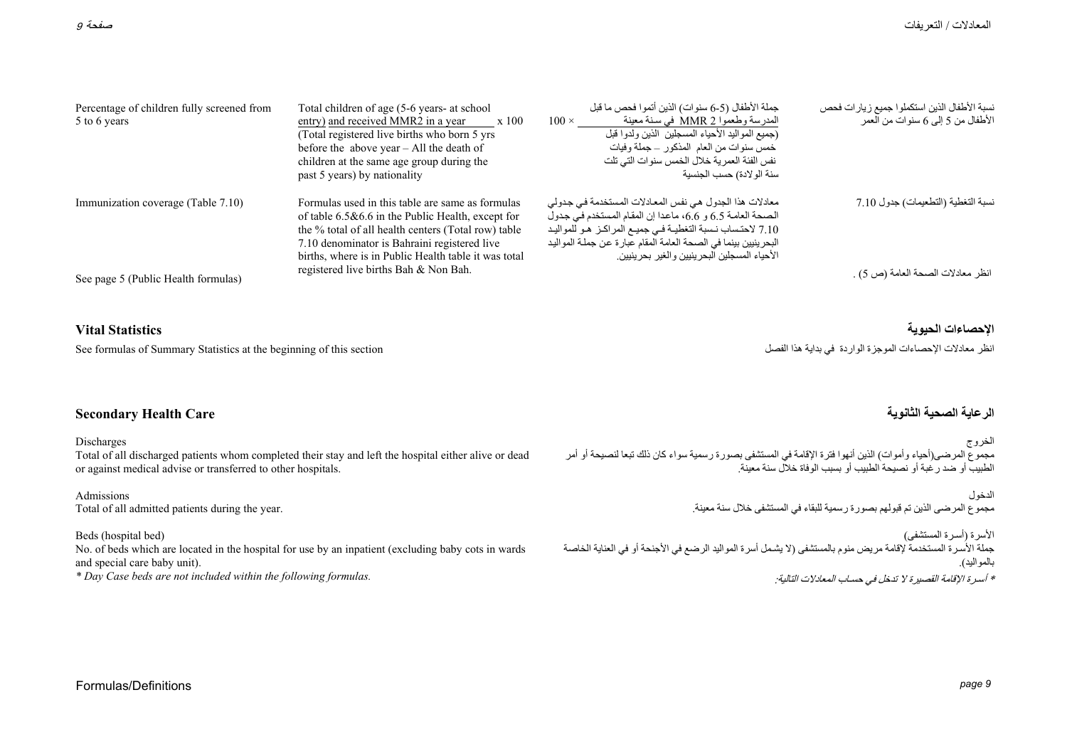| Percentage of children fully screened from 5 to 6 years | Total children of age (5-6 years- at school entry) and received MMR2 in a year x 100 / (Total registered live births who born 5 yrs before the above year – All the death of children at the same age group during the past 5 years) by nationality | جملة الأطفال (5-6 سنوات) الذين أتموا فحص ما قبل المدرسة وطعموا MMR 2 في سنة معينة × 100 / (جميع المواليد الأحياء المسجلين الذين ولدوا قبل خمس سنوات من العام المذكور – جملة وفيات نفس الفئة العمرية خلال الخمس سنوات التي تلت سنة الولادة) حسب الجنسية | نسبة الأطفال الذين استكملوا جميع زيارات فحص الأطفال من 5 إلى 6 سنوات من العمر |
|---|---|---|---|
| Immunization coverage (Table 7.10) See page 5 (Public Health formulas) | Formulas used in this table are same as formulas of table 6.5&6.6 in the Public Health, except for the % total of all health centers (Total row) table 7.10 denominator is Bahraini registered live births, where is in Public Health table it was total registered live births Bah & Non Bah. | معادلات هذا الجدول هي نفس المعادلات المستخدمة في جدولي الصحة العامة 6.5 و 6.6، ماعدا إن المقام المستخدم في جدول 7.10 لاحتساب نسبة التغطية في جميع المراكز هو للمواليد البحرينيين بينما في الصحة العامة المقام عبارة عن جملة المواليد الأحياء المسجلين البحرينيين والغير بحرينيين. | نسبة التغطية (التطعيمات) جدول 7.10 انظر معادلات الصحة العامة (ص 5) . |

## Vital Statistics

## الإحصاءات الحيوية

See formulas of Summary Statistics at the beginning of this section

انظر معادلات الإحصاءات الموجزة الواردة في بداية هذا الفصل

## Secondary Health Care

## الرعاية الصحية الثانوية

Discharges
Total of all discharged patients whom completed their stay and left the hospital either alive or dead or against medical advise or transferred to other hospitals.

الخروج
مجموع المرضى(أحياء وأموات) الذين أنهوا فترة الإقامة في المستشفى بصورة رسمية سواء كان ذلك تبعا لنصيحة أو أمر الطبيب أو ضد رغبة أو نصيحة الطبيب أو بسبب الوفاة خلال سنة معينة.

Admissions
Total of all admitted patients during the year.

الدخول
مجموع المرضى الذين تم قبولهم بصورة رسمية للبقاء في المستشفى خلال سنة معينة.

Beds (hospital bed)
No. of beds which are located in the hospital for use by an inpatient (excluding baby cots in wards and special care baby unit).
*\* Day Case beds are not included within the following formulas.*

الأسرة (أسرة المستشفى)
جملة الأسرة المستخدمة لإقامة مريض منوم بالمستشفى (لا يشمل أسرة المواليد الرضع في الأجنحة أو في العناية الخاصة بالمواليد).
*\* أسرة الإقامة القصيرة لا تدخل في حساب المعادلات التالية.*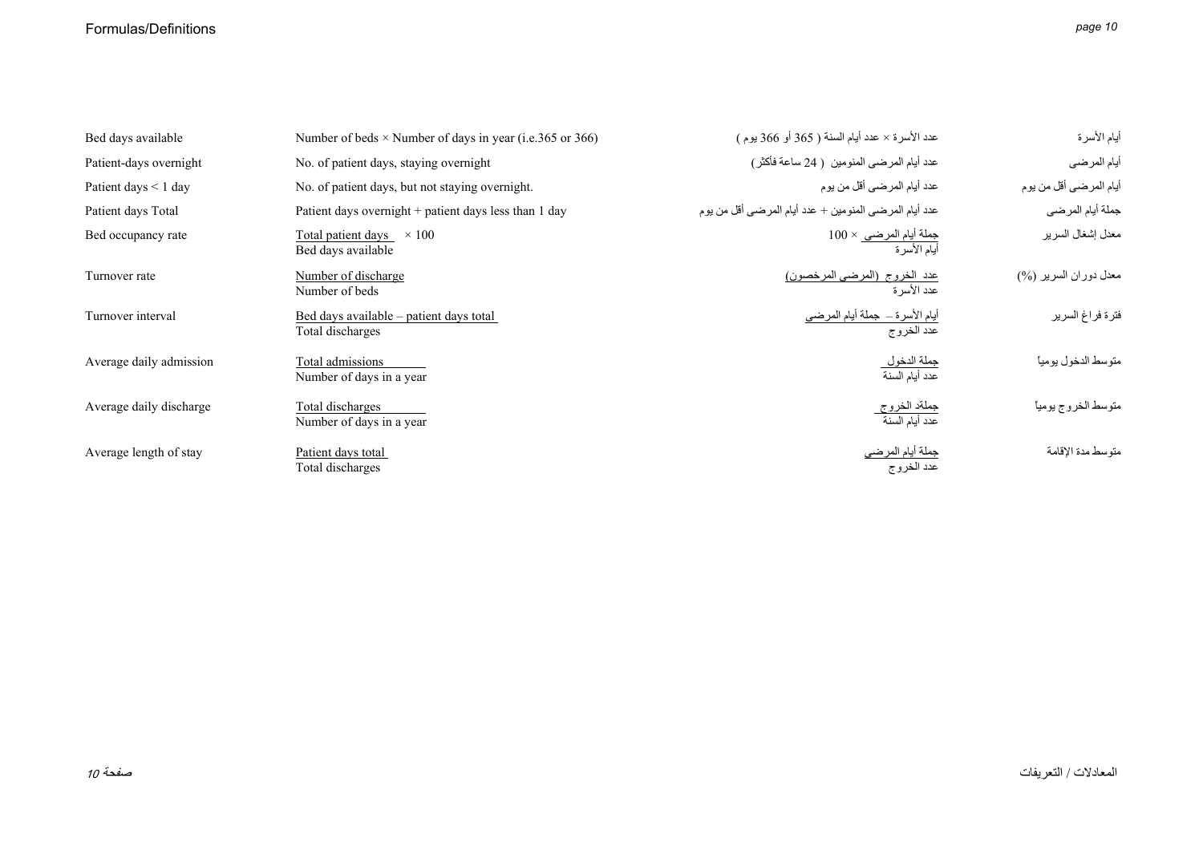# Formulas/Definitions

| | | | |
|---|---|---|---|
| Bed days available | Number of beds × Number of days in year (i.e.365 or 366) | عدد الأسرة × عدد أيام السنة ( 365 أو 366 يوم ) | أيام الأسرة |
| Patient-days overnight | No. of patient days, staying overnight | عدد أيام المرضى المنومين ( 24 ساعة فأكثر) | أيام المرضى |
| Patient days < 1 day | No. of patient days, but not staying overnight. | عدد أيام المرضى أقل من يوم | أيام المرضى أقل من يوم |
| Patient days Total | Patient days overnight + patient days less than 1 day | عدد أيام المرضى المنومين + عدد أيام المرضى أقل من يوم | جملة أيام المرضى |
| Bed occupancy rate | $\frac{\text{Total patient days}}{\text{Bed days available}} \times 100$ | $\frac{\text{جملة أيام المرضى}}{\text{أيام الأسرة}} \times 100$ | معدل إشغال السرير |
| Turnover rate | $\frac{\text{Number of discharge}}{\text{Number of beds}}$ | $\frac{\text{عدد الخروج (المرضى المرخصون)}}{\text{عدد الأسرة}}$ | معدل دوران السرير (%) |
| Turnover interval | $\frac{\text{Bed days available – patient days total}}{\text{Total discharges}}$ | $\frac{\text{أيام الأسرة – جملة أيام المرضى}}{\text{عدد الخروج}}$ | فترة فراغ السرير |
| Average daily admission | $\frac{\text{Total admissions}}{\text{Number of days in a year}}$ | $\frac{\text{جملة الدخول}}{\text{عدد أيام السنة}}$ | متوسط الدخول يومياً |
| Average daily discharge | $\frac{\text{Total discharges}}{\text{Number of days in a year}}$ | $\frac{\text{جملة الخروج}}{\text{عدد أيام السنة}}$ | متوسط الخروج يومياً |
| Average length of stay | $\frac{\text{Patient days total}}{\text{Total discharges}}$ | $\frac{\text{جملة أيام المرضى}}{\text{عدد الخروج}}$ | متوسط مدة الإقامة |